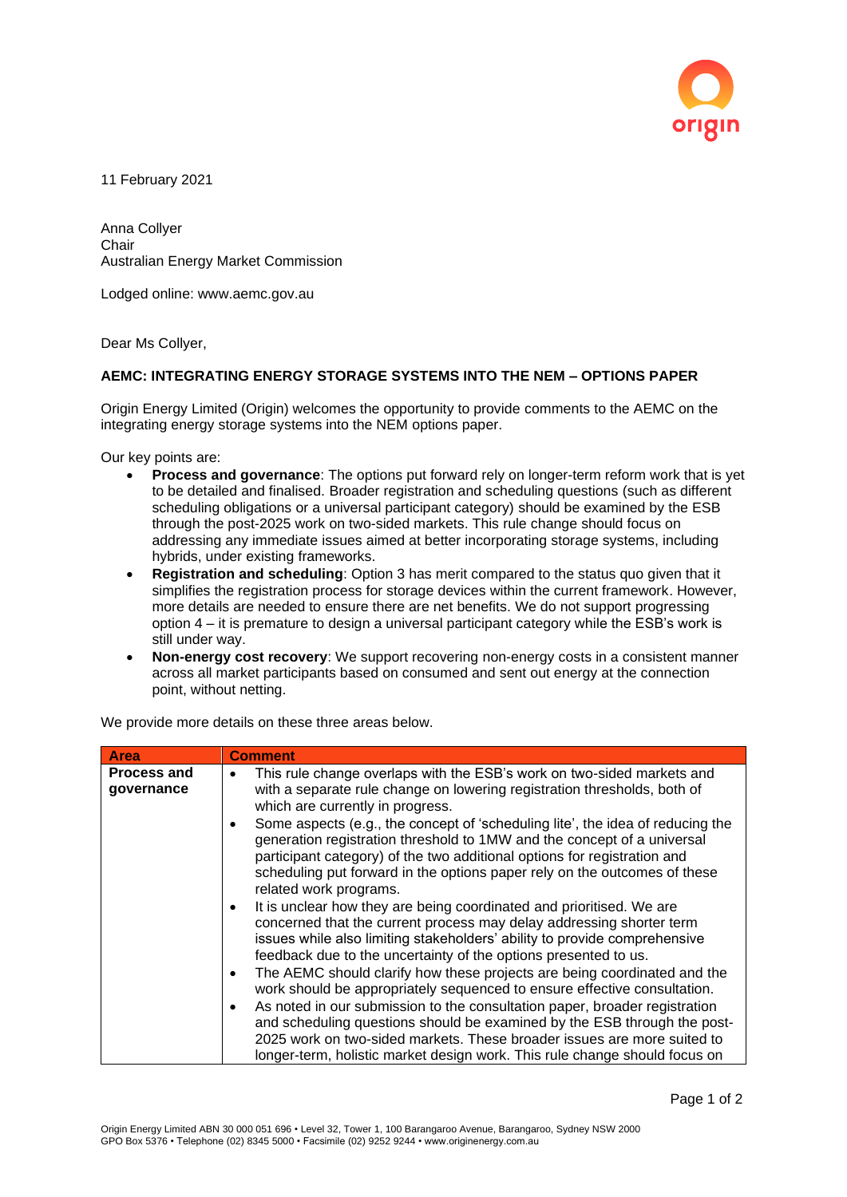11 February 2021

Anna Collyer
Chair
Australian Energy Market Commission

Lodged online: www.aemc.gov.au

Dear Ms Collyer,

**AEMC: INTEGRATING ENERGY STORAGE SYSTEMS INTO THE NEM – OPTIONS PAPER**

Origin Energy Limited (Origin) welcomes the opportunity to provide comments to the AEMC on the integrating energy storage systems into the NEM options paper.

Our key points are:

- **Process and governance**: The options put forward rely on longer-term reform work that is yet to be detailed and finalised. Broader registration and scheduling questions (such as different scheduling obligations or a universal participant category) should be examined by the ESB through the post-2025 work on two-sided markets. This rule change should focus on addressing any immediate issues aimed at better incorporating storage systems, including hybrids, under existing frameworks.
- **Registration and scheduling**: Option 3 has merit compared to the status quo given that it simplifies the registration process for storage devices within the current framework. However, more details are needed to ensure there are net benefits. We do not support progressing option 4 – it is premature to design a universal participant category while the ESB's work is still under way.
- **Non-energy cost recovery**: We support recovering non-energy costs in a consistent manner across all market participants based on consumed and sent out energy at the connection point, without netting.

We provide more details on these three areas below.

| Area | Comment |
|---|---|
| **Process and governance** | • This rule change overlaps with the ESB's work on two-sided markets and with a separate rule change on lowering registration thresholds, both of which are currently in progress.<br>• Some aspects (e.g., the concept of 'scheduling lite', the idea of reducing the generation registration threshold to 1MW and the concept of a universal participant category) of the two additional options for registration and scheduling put forward in the options paper rely on the outcomes of these related work programs.<br>• It is unclear how they are being coordinated and prioritised. We are concerned that the current process may delay addressing shorter term issues while also limiting stakeholders' ability to provide comprehensive feedback due to the uncertainty of the options presented to us.<br>• The AEMC should clarify how these projects are being coordinated and the work should be appropriately sequenced to ensure effective consultation.<br>• As noted in our submission to the consultation paper, broader registration and scheduling questions should be examined by the ESB through the post-2025 work on two-sided markets. These broader issues are more suited to longer-term, holistic market design work. This rule change should focus on |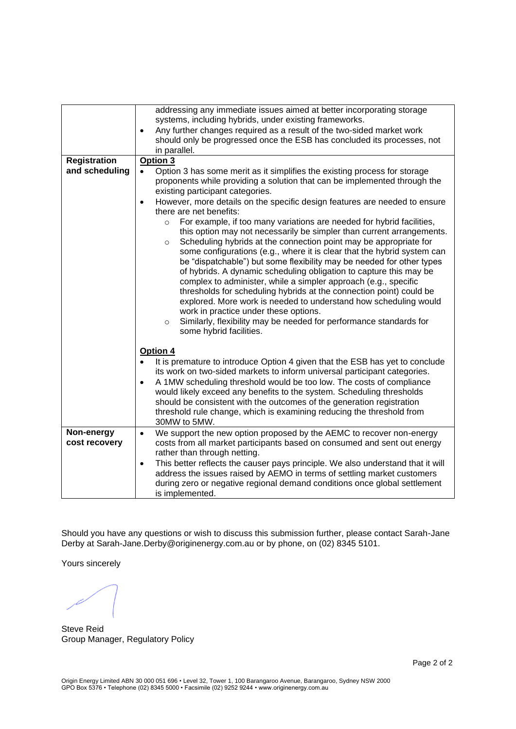| | |
|---|---|
| | addressing any immediate issues aimed at better incorporating storage systems, including hybrids, under existing frameworks.<br>• Any further changes required as a result of the two-sided market work should only be progressed once the ESB has concluded its processes, not in parallel. |
| **Registration and scheduling** | **Option 3**<br>• Option 3 has some merit as it simplifies the existing process for storage proponents while providing a solution that can be implemented through the existing participant categories.<br>• However, more details on the specific design features are needed to ensure there are net benefits:<br>&nbsp;&nbsp;&nbsp;&nbsp;○ For example, if too many variations are needed for hybrid facilities, this option may not necessarily be simpler than current arrangements.<br>&nbsp;&nbsp;&nbsp;&nbsp;○ Scheduling hybrids at the connection point may be appropriate for some configurations (e.g., where it is clear that the hybrid system can be "dispatchable") but some flexibility may be needed for other types of hybrids. A dynamic scheduling obligation to capture this may be complex to administer, while a simpler approach (e.g., specific thresholds for scheduling hybrids at the connection point) could be explored. More work is needed to understand how scheduling would work in practice under these options.<br>&nbsp;&nbsp;&nbsp;&nbsp;○ Similarly, flexibility may be needed for performance standards for some hybrid facilities.<br><br>**Option 4**<br>• It is premature to introduce Option 4 given that the ESB has yet to conclude its work on two-sided markets to inform universal participant categories.<br>• A 1MW scheduling threshold would be too low. The costs of compliance would likely exceed any benefits to the system. Scheduling thresholds should be consistent with the outcomes of the generation registration threshold rule change, which is examining reducing the threshold from 30MW to 5MW. |
| **Non-energy cost recovery** | • We support the new option proposed by the AEMC to recover non-energy costs from all market participants based on consumed and sent out energy rather than through netting.<br>• This better reflects the causer pays principle. We also understand that it will address the issues raised by AEMO in terms of settling market customers during zero or negative regional demand conditions once global settlement is implemented. |

Should you have any questions or wish to discuss this submission further, please contact Sarah-Jane Derby at Sarah-Jane.Derby@originenergy.com.au or by phone, on (02) 8345 5101.

Yours sincerely

Steve Reid
Group Manager, Regulatory Policy

Origin Energy Limited ABN 30 000 051 696 • Level 32, Tower 1, 100 Barangaroo Avenue, Barangaroo, Sydney NSW 2000
GPO Box 5376 • Telephone (02) 8345 5000 • Facsimile (02) 9252 9244 • www.originenergy.com.au